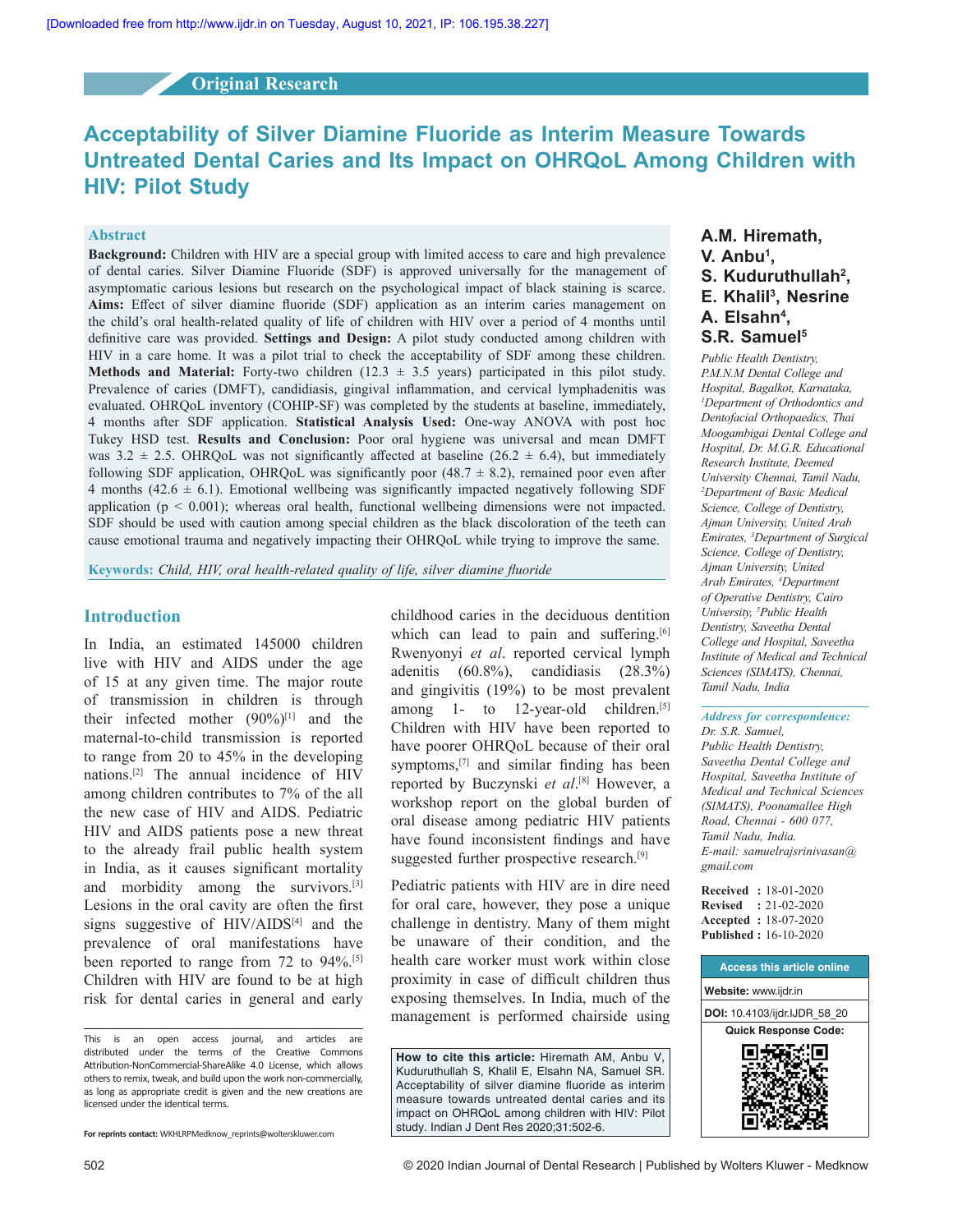Original Research

# Acceptability of Silver Diamine Fluoride as Interim Measure Towards Untreated Dental Caries and Its Impact on OHRQoL Among Children with HIV: Pilot Study

**A.M. Hiremath, V. Anbu[1], S. Kuduruthullah[2], E. Khalil[3], Nesrine A. Elsahn[4], S.R. Samuel[5]**

*Public Health Dentistry, P.M.N.M Dental College and Hospital, Bagalkot, Karnataka, [1]Department of Orthodontics and Dentofacial Orthopaedics, Thai Moogambigai Dental College and Hospital, Dr. M.G.R. Educational Research Institute, Deemed University Chennai, Tamil Nadu, [2]Department of Basic Medical Science, College of Dentistry, Ajman University, United Arab Emirates, [3]Department of Surgical Science, College of Dentistry, Ajman University, United Arab Emirates, [4]Department of Operative Dentistry, Cairo University, [5]Public Health Dentistry, Saveetha Dental College and Hospital, Saveetha Institute of Medical and Technical Sciences (SIMATS), Chennai, Tamil Nadu, India*

## Abstract

**Background:** Children with HIV are a special group with limited access to care and high prevalence of dental caries. Silver Diamine Fluoride (SDF) is approved universally for the management of asymptomatic carious lesions but research on the psychological impact of black staining is scarce. **Aims:** Effect of silver diamine fluoride (SDF) application as an interim caries management on the child's oral health-related quality of life of children with HIV over a period of 4 months until definitive care was provided. **Settings and Design:** A pilot study conducted among children with HIV in a care home. It was a pilot trial to check the acceptability of SDF among these children. **Methods and Material:** Forty-two children (12.3 ± 3.5 years) participated in this pilot study. Prevalence of caries (DMFT), candidiasis, gingival inflammation, and cervical lymphadenitis was evaluated. OHRQoL inventory (COHIP-SF) was completed by the students at baseline, immediately, 4 months after SDF application. **Statistical Analysis Used:** One-way ANOVA with post hoc Tukey HSD test. **Results and Conclusion:** Poor oral hygiene was universal and mean DMFT was 3.2 ± 2.5. OHRQoL was not significantly affected at baseline (26.2 ± 6.4), but immediately following SDF application, OHRQoL was significantly poor (48.7 ± 8.2), remained poor even after 4 months (42.6 ± 6.1). Emotional wellbeing was significantly impacted negatively following SDF application ($p < 0.001$); whereas oral health, functional wellbeing dimensions were not impacted. SDF should be used with caution among special children as the black discoloration of the teeth can cause emotional trauma and negatively impacting their OHRQoL while trying to improve the same.

**Keywords:** *Child, HIV, oral health-related quality of life, silver diamine fluoride*

## Introduction

In India, an estimated 145000 children live with HIV and AIDS under the age of 15 at any given time. The major route of transmission in children is through their infected mother (90%)[1] and the maternal-to-child transmission is reported to range from 20 to 45% in the developing nations.[2] The annual incidence of HIV among children contributes to 7% of the all the new case of HIV and AIDS. Pediatric HIV and AIDS patients pose a new threat to the already frail public health system in India, as it causes significant mortality and morbidity among the survivors.[3] Lesions in the oral cavity are often the first signs suggestive of HIV/AIDS[4] and the prevalence of oral manifestations have been reported to range from 72 to 94%.[5] Children with HIV are found to be at high risk for dental caries in general and early childhood caries in the deciduous dentition which can lead to pain and suffering.[6] Rwenyonyi *et al*. reported cervical lymph adenitis (60.8%), candidiasis (28.3%) and gingivitis (19%) to be most prevalent among 1- to 12-year-old children.[5] Children with HIV have been reported to have poorer OHRQoL because of their oral symptoms,[7] and similar finding has been reported by Buczynski *et al*.[8] However, a workshop report on the global burden of oral disease among pediatric HIV patients have found inconsistent findings and have suggested further prospective research.[9]

Pediatric patients with HIV are in dire need for oral care, however, they pose a unique challenge in dentistry. Many of them might be unaware of their condition, and the health care worker must work within close proximity in case of difficult children thus exposing themselves. In India, much of the management is performed chairside using

*Address for correspondence:* Dr. S.R. Samuel, Public Health Dentistry, Saveetha Dental College and Hospital, Saveetha Institute of Medical and Technical Sciences (SIMATS), Poonamallee High Road, Chennai - 600 077, Tamil Nadu, India. E-mail: samuelrajsrinivasan@gmail.com

Received : 18-01-2020
Revised : 21-02-2020
Accepted : 18-07-2020
Published : 16-10-2020

Access this article online
Website: www.ijdr.in
DOI: 10.4103/ijdr.IJDR_58_20

This is an open access journal, and articles are distributed under the terms of the Creative Commons Attribution-NonCommercial-ShareAlike 4.0 License, which allows others to remix, tweak, and build upon the work non-commercially, as long as appropriate credit is given and the new creations are licensed under the identical terms.

For reprints contact: WKHLRPMedknow_reprints@wolterskluwer.com

**How to cite this article:** Hiremath AM, Anbu V, Kuduruthullah S, Khalil E, Elsahn NA, Samuel SR. Acceptability of silver diamine fluoride as interim measure towards untreated dental caries and its impact on OHRQoL among children with HIV: Pilot study. Indian J Dent Res 2020;31:502-6.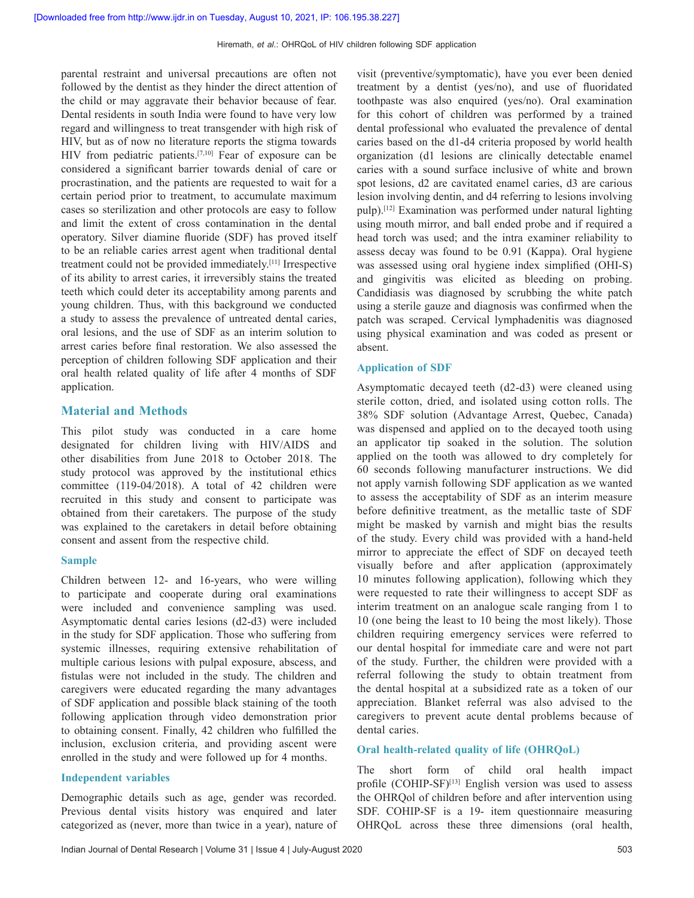parental restraint and universal precautions are often not followed by the dentist as they hinder the direct attention of the child or may aggravate their behavior because of fear. Dental residents in south India were found to have very low regard and willingness to treat transgender with high risk of HIV, but as of now no literature reports the stigma towards HIV from pediatric patients.[7,10] Fear of exposure can be considered a significant barrier towards denial of care or procrastination, and the patients are requested to wait for a certain period prior to treatment, to accumulate maximum cases so sterilization and other protocols are easy to follow and limit the extent of cross contamination in the dental operatory. Silver diamine fluoride (SDF) has proved itself to be an reliable caries arrest agent when traditional dental treatment could not be provided immediately.[11] Irrespective of its ability to arrest caries, it irreversibly stains the treated teeth which could deter its acceptability among parents and young children. Thus, with this background we conducted a study to assess the prevalence of untreated dental caries, oral lesions, and the use of SDF as an interim solution to arrest caries before final restoration. We also assessed the perception of children following SDF application and their oral health related quality of life after 4 months of SDF application.

## Material and Methods

This pilot study was conducted in a care home designated for children living with HIV/AIDS and other disabilities from June 2018 to October 2018. The study protocol was approved by the institutional ethics committee (119-04/2018). A total of 42 children were recruited in this study and consent to participate was obtained from their caretakers. The purpose of the study was explained to the caretakers in detail before obtaining consent and assent from the respective child.

### Sample

Children between 12- and 16-years, who were willing to participate and cooperate during oral examinations were included and convenience sampling was used. Asymptomatic dental caries lesions (d2-d3) were included in the study for SDF application. Those who suffering from systemic illnesses, requiring extensive rehabilitation of multiple carious lesions with pulpal exposure, abscess, and fistulas were not included in the study. The children and caregivers were educated regarding the many advantages of SDF application and possible black staining of the tooth following application through video demonstration prior to obtaining consent. Finally, 42 children who fulfilled the inclusion, exclusion criteria, and providing ascent were enrolled in the study and were followed up for 4 months.

### Independent variables

Demographic details such as age, gender was recorded. Previous dental visits history was enquired and later categorized as (never, more than twice in a year), nature of visit (preventive/symptomatic), have you ever been denied treatment by a dentist (yes/no), and use of fluoridated toothpaste was also enquired (yes/no). Oral examination for this cohort of children was performed by a trained dental professional who evaluated the prevalence of dental caries based on the d1-d4 criteria proposed by world health organization (d1 lesions are clinically detectable enamel caries with a sound surface inclusive of white and brown spot lesions, d2 are cavitated enamel caries, d3 are carious lesion involving dentin, and d4 referring to lesions involving pulp).[12] Examination was performed under natural lighting using mouth mirror, and ball ended probe and if required a head torch was used; and the intra examiner reliability to assess decay was found to be 0.91 (Kappa). Oral hygiene was assessed using oral hygiene index simplified (OHI-S) and gingivitis was elicited as bleeding on probing. Candidiasis was diagnosed by scrubbing the white patch using a sterile gauze and diagnosis was confirmed when the patch was scraped. Cervical lymphadenitis was diagnosed using physical examination and was coded as present or absent.

### Application of SDF

Asymptomatic decayed teeth (d2-d3) were cleaned using sterile cotton, dried, and isolated using cotton rolls. The 38% SDF solution (Advantage Arrest, Quebec, Canada) was dispensed and applied on to the decayed tooth using an applicator tip soaked in the solution. The solution applied on the tooth was allowed to dry completely for 60 seconds following manufacturer instructions. We did not apply varnish following SDF application as we wanted to assess the acceptability of SDF as an interim measure before definitive treatment, as the metallic taste of SDF might be masked by varnish and might bias the results of the study. Every child was provided with a hand-held mirror to appreciate the effect of SDF on decayed teeth visually before and after application (approximately 10 minutes following application), following which they were requested to rate their willingness to accept SDF as interim treatment on an analogue scale ranging from 1 to 10 (one being the least to 10 being the most likely). Those children requiring emergency services were referred to our dental hospital for immediate care and were not part of the study. Further, the children were provided with a referral following the study to obtain treatment from the dental hospital at a subsidized rate as a token of our appreciation. Blanket referral was also advised to the caregivers to prevent acute dental problems because of dental caries.

### Oral health-related quality of life (OHRQoL)

The short form of child oral health impact profile (COHIP-SF)[13] English version was used to assess the OHRQol of children before and after intervention using SDF. COHIP-SF is a 19- item questionnaire measuring OHRQoL across these three dimensions (oral health,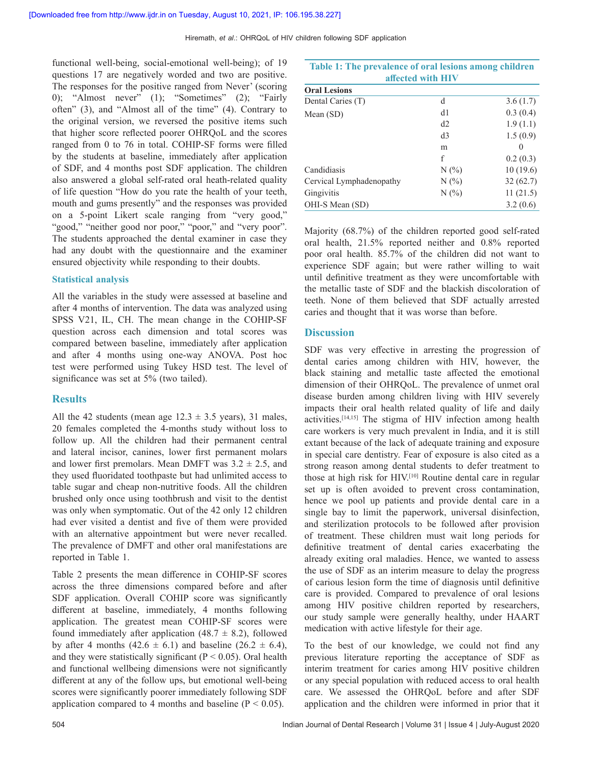functional well-being, social-emotional well-being); of 19 questions 17 are negatively worded and two are positive. The responses for the positive ranged from Never' (scoring 0); "Almost never" (1); "Sometimes" (2); "Fairly often" (3), and "Almost all of the time" (4). Contrary to the original version, we reversed the positive items such that higher score reflected poorer OHRQoL and the scores ranged from 0 to 76 in total. COHIP-SF forms were filled by the students at baseline, immediately after application of SDF, and 4 months post SDF application. The children also answered a global self-rated oral heath-related quality of life question "How do you rate the health of your teeth, mouth and gums presently" and the responses was provided on a 5-point Likert scale ranging from "very good," "good," "neither good nor poor," "poor," and "very poor". The students approached the dental examiner in case they had any doubt with the questionnaire and the examiner ensured objectivity while responding to their doubts.

### Statistical analysis

All the variables in the study were assessed at baseline and after 4 months of intervention. The data was analyzed using SPSS V21, IL, CH. The mean change in the COHIP-SF question across each dimension and total scores was compared between baseline, immediately after application and after 4 months using one-way ANOVA. Post hoc test were performed using Tukey HSD test. The level of significance was set at 5% (two tailed).

## Results

All the 42 students (mean age 12.3 ± 3.5 years), 31 males, 20 females completed the 4-months study without loss to follow up. All the children had their permanent central and lateral incisor, canines, lower first permanent molars and lower first premolars. Mean DMFT was 3.2 ± 2.5, and they used fluoridated toothpaste but had unlimited access to table sugar and cheap non-nutritive foods. All the children brushed only once using toothbrush and visit to the dentist was only when symptomatic. Out of the 42 only 12 children had ever visited a dentist and five of them were provided with an alternative appointment but were never recalled. The prevalence of DMFT and other oral manifestations are reported in Table 1.

Table 2 presents the mean difference in COHIP-SF scores across the three dimensions compared before and after SDF application. Overall COHIP score was significantly different at baseline, immediately, 4 months following application. The greatest mean COHIP-SF scores were found immediately after application (48.7 ± 8.2), followed by after 4 months (42.6 ± 6.1) and baseline (26.2 ± 6.4), and they were statistically significant ($P < 0.05$). Oral health and functional wellbeing dimensions were not significantly different at any of the follow ups, but emotional well-being scores were significantly poorer immediately following SDF application compared to 4 months and baseline ($P < 0.05$).

**Table 1: The prevalence of oral lesions among children affected with HIV**

| Oral Lesions | | |
|---|---|---|
| Dental Caries (T) | d | 3.6 (1.7) |
| Mean (SD) | d1 | 0.3 (0.4) |
| | d2 | 1.9 (1.1) |
| | d3 | 1.5 (0.9) |
| | m | 0 |
| | f | 0.2 (0.3) |
| Candidiasis | N (%) | 10 (19.6) |
| Cervical Lymphadenopathy | N (%) | 32 (62.7) |
| Gingivitis | N (%) | 11 (21.5) |
| OHI-S Mean (SD) | | 3.2 (0.6) |

Majority (68.7%) of the children reported good self-rated oral health, 21.5% reported neither and 0.8% reported poor oral health. 85.7% of the children did not want to experience SDF again; but were rather willing to wait until definitive treatment as they were uncomfortable with the metallic taste of SDF and the blackish discoloration of teeth. None of them believed that SDF actually arrested caries and thought that it was worse than before.

## Discussion

SDF was very effective in arresting the progression of dental caries among children with HIV, however, the black staining and metallic taste affected the emotional dimension of their OHRQoL. The prevalence of unmet oral disease burden among children living with HIV severely impacts their oral health related quality of life and daily activities.[14,15] The stigma of HIV infection among health care workers is very much prevalent in India, and it is still extant because of the lack of adequate training and exposure in special care dentistry. Fear of exposure is also cited as a strong reason among dental students to defer treatment to those at high risk for HIV.[10] Routine dental care in regular set up is often avoided to prevent cross contamination, hence we pool up patients and provide dental care in a single bay to limit the paperwork, universal disinfection, and sterilization protocols to be followed after provision of treatment. These children must wait long periods for definitive treatment of dental caries exacerbating the already exiting oral maladies. Hence, we wanted to assess the use of SDF as an interim measure to delay the progress of carious lesion form the time of diagnosis until definitive care is provided. Compared to prevalence of oral lesions among HIV positive children reported by researchers, our study sample were generally healthy, under HAART medication with active lifestyle for their age.

To the best of our knowledge, we could not find any previous literature reporting the acceptance of SDF as interim treatment for caries among HIV positive children or any special population with reduced access to oral health care. We assessed the OHRQoL before and after SDF application and the children were informed in prior that it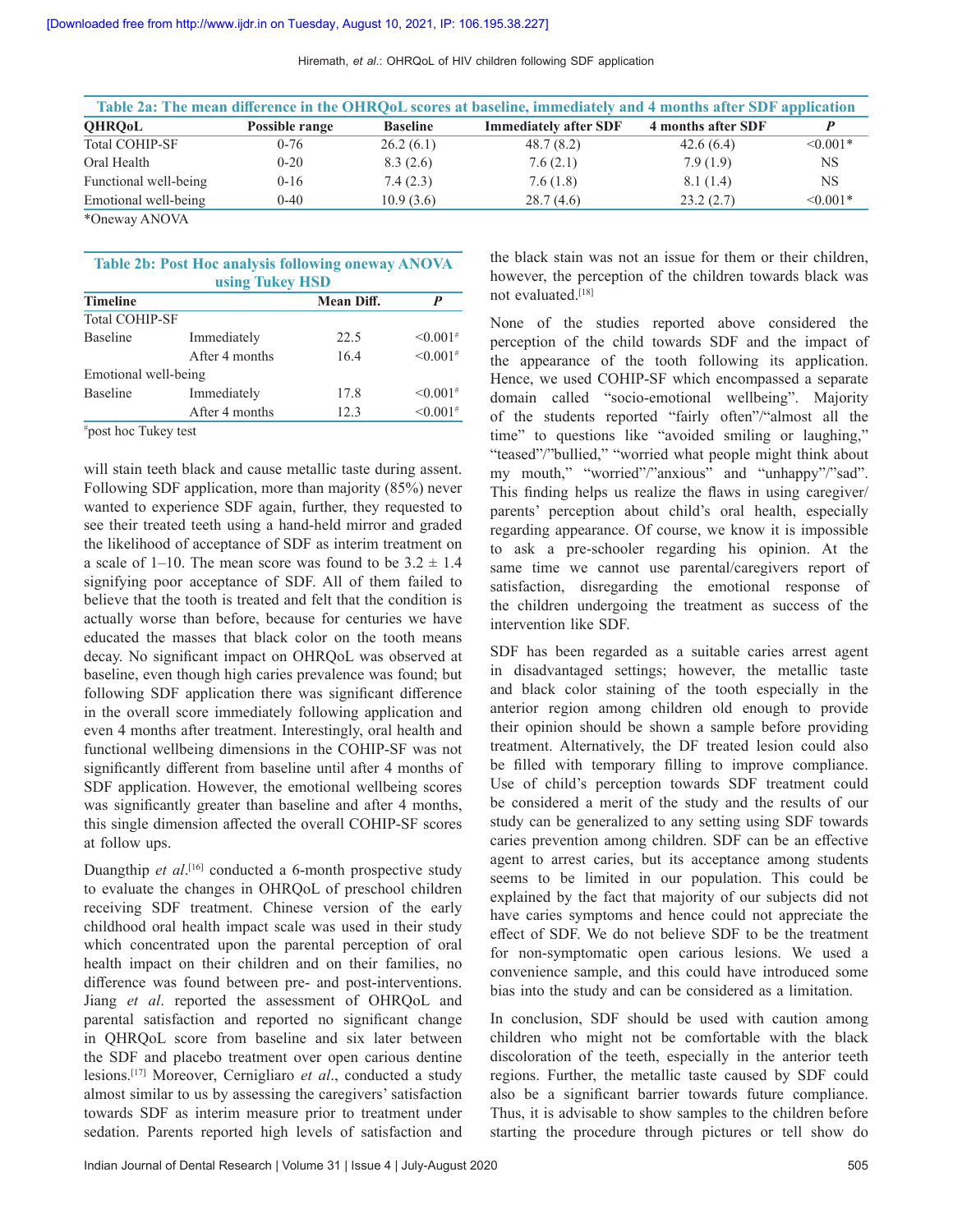**Table 2a: The mean difference in the OHRQoL scores at baseline, immediately and 4 months after SDF application**

| QHRQoL | Possible range | Baseline | Immediately after SDF | 4 months after SDF | P |
|---|---|---|---|---|---|
| Total COHIP-SF | 0-76 | 26.2 (6.1) | 48.7 (8.2) | 42.6 (6.4) | <0.001* |
| Oral Health | 0-20 | 8.3 (2.6) | 7.6 (2.1) | 7.9 (1.9) | NS |
| Functional well-being | 0-16 | 7.4 (2.3) | 7.6 (1.8) | 8.1 (1.4) | NS |
| Emotional well-being | 0-40 | 10.9 (3.6) | 28.7 (4.6) | 23.2 (2.7) | <0.001* |

*Oneway ANOVA

**Table 2b: Post Hoc analysis following oneway ANOVA using Tukey HSD**

| Timeline | | Mean Diff. | P |
|---|---|---|---|
| Total COHIP-SF | | | |
| Baseline | Immediately | 22.5 | <0.001# |
| | After 4 months | 16.4 | <0.001# |
| Emotional well-being | | | |
| Baseline | Immediately | 17.8 | <0.001# |
| | After 4 months | 12.3 | <0.001# |

#post hoc Tukey test

will stain teeth black and cause metallic taste during assent. Following SDF application, more than majority (85%) never wanted to experience SDF again, further, they requested to see their treated teeth using a hand-held mirror and graded the likelihood of acceptance of SDF as interim treatment on a scale of 1–10. The mean score was found to be 3.2 ± 1.4 signifying poor acceptance of SDF. All of them failed to believe that the tooth is treated and felt that the condition is actually worse than before, because for centuries we have educated the masses that black color on the tooth means decay. No significant impact on OHRQoL was observed at baseline, even though high caries prevalence was found; but following SDF application there was significant difference in the overall score immediately following application and even 4 months after treatment. Interestingly, oral health and functional wellbeing dimensions in the COHIP-SF was not significantly different from baseline until after 4 months of SDF application. However, the emotional wellbeing scores was significantly greater than baseline and after 4 months, this single dimension affected the overall COHIP-SF scores at follow ups.

Duangthip *et al*.[16] conducted a 6-month prospective study to evaluate the changes in OHRQoL of preschool children receiving SDF treatment. Chinese version of the early childhood oral health impact scale was used in their study which concentrated upon the parental perception of oral health impact on their children and on their families, no difference was found between pre- and post-interventions. Jiang *et al*. reported the assessment of OHRQoL and parental satisfaction and reported no significant change in QHRQoL score from baseline and six later between the SDF and placebo treatment over open carious dentine lesions.[17] Moreover, Cernigliaro *et al*., conducted a study almost similar to us by assessing the caregivers' satisfaction towards SDF as interim measure prior to treatment under sedation. Parents reported high levels of satisfaction and the black stain was not an issue for them or their children, however, the perception of the children towards black was not evaluated.[18]

None of the studies reported above considered the perception of the child towards SDF and the impact of the appearance of the tooth following its application. Hence, we used COHIP-SF which encompassed a separate domain called "socio-emotional wellbeing". Majority of the students reported "fairly often"/"almost all the time" to questions like "avoided smiling or laughing," "teased"/"bullied," "worried what people might think about my mouth," "worried"/"anxious" and "unhappy"/"sad". This finding helps us realize the flaws in using caregiver/parents' perception about child's oral health, especially regarding appearance. Of course, we know it is impossible to ask a pre-schooler regarding his opinion. At the same time we cannot use parental/caregivers report of satisfaction, disregarding the emotional response of the children undergoing the treatment as success of the intervention like SDF.

SDF has been regarded as a suitable caries arrest agent in disadvantaged settings; however, the metallic taste and black color staining of the tooth especially in the anterior region among children old enough to provide their opinion should be shown a sample before providing treatment. Alternatively, the DF treated lesion could also be filled with temporary filling to improve compliance. Use of child's perception towards SDF treatment could be considered a merit of the study and the results of our study can be generalized to any setting using SDF towards caries prevention among children. SDF can be an effective agent to arrest caries, but its acceptance among students seems to be limited in our population. This could be explained by the fact that majority of our subjects did not have caries symptoms and hence could not appreciate the effect of SDF. We do not believe SDF to be the treatment for non-symptomatic open carious lesions. We used a convenience sample, and this could have introduced some bias into the study and can be considered as a limitation.

In conclusion, SDF should be used with caution among children who might not be comfortable with the black discoloration of the teeth, especially in the anterior teeth regions. Further, the metallic taste caused by SDF could also be a significant barrier towards future compliance. Thus, it is advisable to show samples to the children before starting the procedure through pictures or tell show do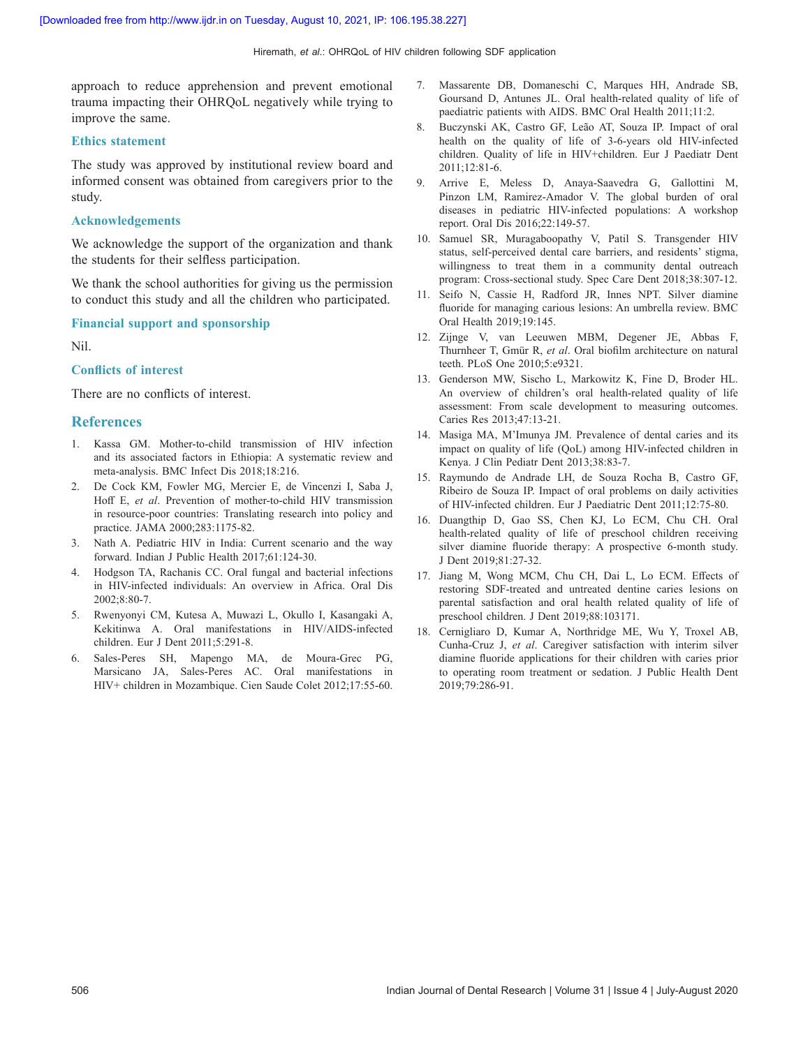approach to reduce apprehension and prevent emotional trauma impacting their OHRQoL negatively while trying to improve the same.

### Ethics statement

The study was approved by institutional review board and informed consent was obtained from caregivers prior to the study.

### Acknowledgements

We acknowledge the support of the organization and thank the students for their selfless participation.

We thank the school authorities for giving us the permission to conduct this study and all the children who participated.

### Financial support and sponsorship

Nil.

### Conflicts of interest

There are no conflicts of interest.

## References

1. Kassa GM. Mother-to-child transmission of HIV infection and its associated factors in Ethiopia: A systematic review and meta-analysis. BMC Infect Dis 2018;18:216.
2. De Cock KM, Fowler MG, Mercier E, de Vincenzi I, Saba J, Hoff E, *et al*. Prevention of mother-to-child HIV transmission in resource-poor countries: Translating research into policy and practice. JAMA 2000;283:1175-82.
3. Nath A. Pediatric HIV in India: Current scenario and the way forward. Indian J Public Health 2017;61:124-30.
4. Hodgson TA, Rachanis CC. Oral fungal and bacterial infections in HIV-infected individuals: An overview in Africa. Oral Dis 2002;8:80-7.
5. Rwenyonyi CM, Kutesa A, Muwazi L, Okullo I, Kasangaki A, Kekitinwa A. Oral manifestations in HIV/AIDS-infected children. Eur J Dent 2011;5:291-8.
6. Sales-Peres SH, Mapengo MA, de Moura-Grec PG, Marsicano JA, Sales-Peres AC. Oral manifestations in HIV+ children in Mozambique. Cien Saude Colet 2012;17:55-60.
7. Massarente DB, Domaneschi C, Marques HH, Andrade SB, Goursand D, Antunes JL. Oral health-related quality of life of paediatric patients with AIDS. BMC Oral Health 2011;11:2.
8. Buczynski AK, Castro GF, Leão AT, Souza IP. Impact of oral health on the quality of life of 3-6-years old HIV-infected children. Quality of life in HIV+children. Eur J Paediatr Dent 2011;12:81-6.
9. Arrive E, Meless D, Anaya-Saavedra G, Gallottini M, Pinzon LM, Ramirez-Amador V. The global burden of oral diseases in pediatric HIV-infected populations: A workshop report. Oral Dis 2016;22:149-57.
10. Samuel SR, Muragaboopathy V, Patil S. Transgender HIV status, self-perceived dental care barriers, and residents' stigma, willingness to treat them in a community dental outreach program: Cross-sectional study. Spec Care Dent 2018;38:307-12.
11. Seifo N, Cassie H, Radford JR, Innes NPT. Silver diamine fluoride for managing carious lesions: An umbrella review. BMC Oral Health 2019;19:145.
12. Zijnge V, van Leeuwen MBM, Degener JE, Abbas F, Thurnheer T, Gmür R, *et al*. Oral biofilm architecture on natural teeth. PLoS One 2010;5:e9321.
13. Genderson MW, Sischo L, Markowitz K, Fine D, Broder HL. An overview of children's oral health-related quality of life assessment: From scale development to measuring outcomes. Caries Res 2013;47:13-21.
14. Masiga MA, M'Imunya JM. Prevalence of dental caries and its impact on quality of life (QoL) among HIV-infected children in Kenya. J Clin Pediatr Dent 2013;38:83-7.
15. Raymundo de Andrade LH, de Souza Rocha B, Castro GF, Ribeiro de Souza IP. Impact of oral problems on daily activities of HIV-infected children. Eur J Paediatric Dent 2011;12:75-80.
16. Duangthip D, Gao SS, Chen KJ, Lo ECM, Chu CH. Oral health-related quality of life of preschool children receiving silver diamine fluoride therapy: A prospective 6-month study. J Dent 2019;81:27-32.
17. Jiang M, Wong MCM, Chu CH, Dai L, Lo ECM. Effects of restoring SDF-treated and untreated dentine caries lesions on parental satisfaction and oral health related quality of life of preschool children. J Dent 2019;88:103171.
18. Cernigliaro D, Kumar A, Northridge ME, Wu Y, Troxel AB, Cunha-Cruz J, *et al*. Caregiver satisfaction with interim silver diamine fluoride applications for their children with caries prior to operating room treatment or sedation. J Public Health Dent 2019;79:286-91.